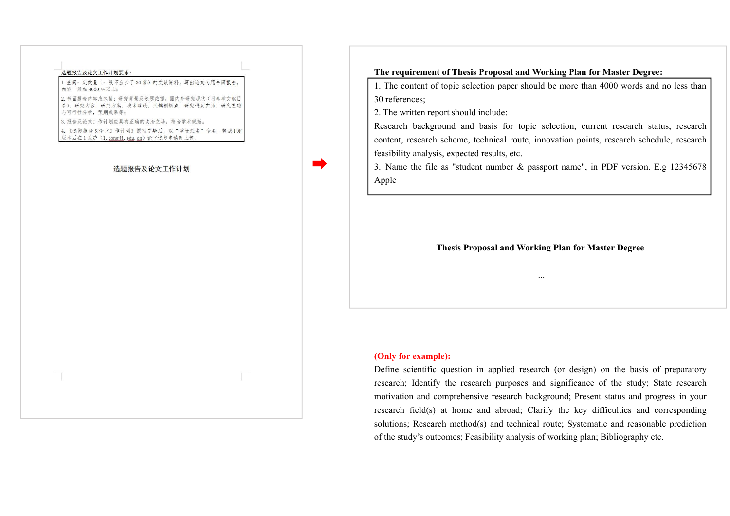选题报告及论文工作计划要求：

1. 查阅一定数量（一般不应少于 30 篇）的文献资料，写出论文选题书面报告，内容一般在 4000 字以上；
2. 书面报告内容应包括：研究背景及选题依据，国内外研究现状（附参考文献目录），研究内容，研究方案，技术路线，关键创新点，研究进度安排，研究基础与可行性分析，预期成果等；
3. 报告及论文工作计划应具有正确的政治立场，符合学术规范。
4. 《选题报告及论文工作计划》撰写完毕后，以"学号姓名"命名，转成 PDF 版本后在 1 系统（1.tongji.edu.cn）论文选题申请时上传。

选题报告及论文工作计划

**The requirement of Thesis Proposal and Working Plan for Master Degree:**

1. The content of topic selection paper should be more than 4000 words and no less than 30 references;
2. The written report should include:
Research background and basis for topic selection, current research status, research content, research scheme, technical route, innovation points, research schedule, research feasibility analysis, expected results, etc.
3. Name the file as "student number & passport name", in PDF version. E.g 12345678 Apple

**Thesis Proposal and Working Plan for Master Degree**

...

**(Only for example):**
Define scientific question in applied research (or design) on the basis of preparatory research; Identify the research purposes and significance of the study; State research motivation and comprehensive research background; Present status and progress in your research field(s) at home and abroad; Clarify the key difficulties and corresponding solutions; Research method(s) and technical route; Systematic and reasonable prediction of the study's outcomes; Feasibility analysis of working plan; Bibliography etc.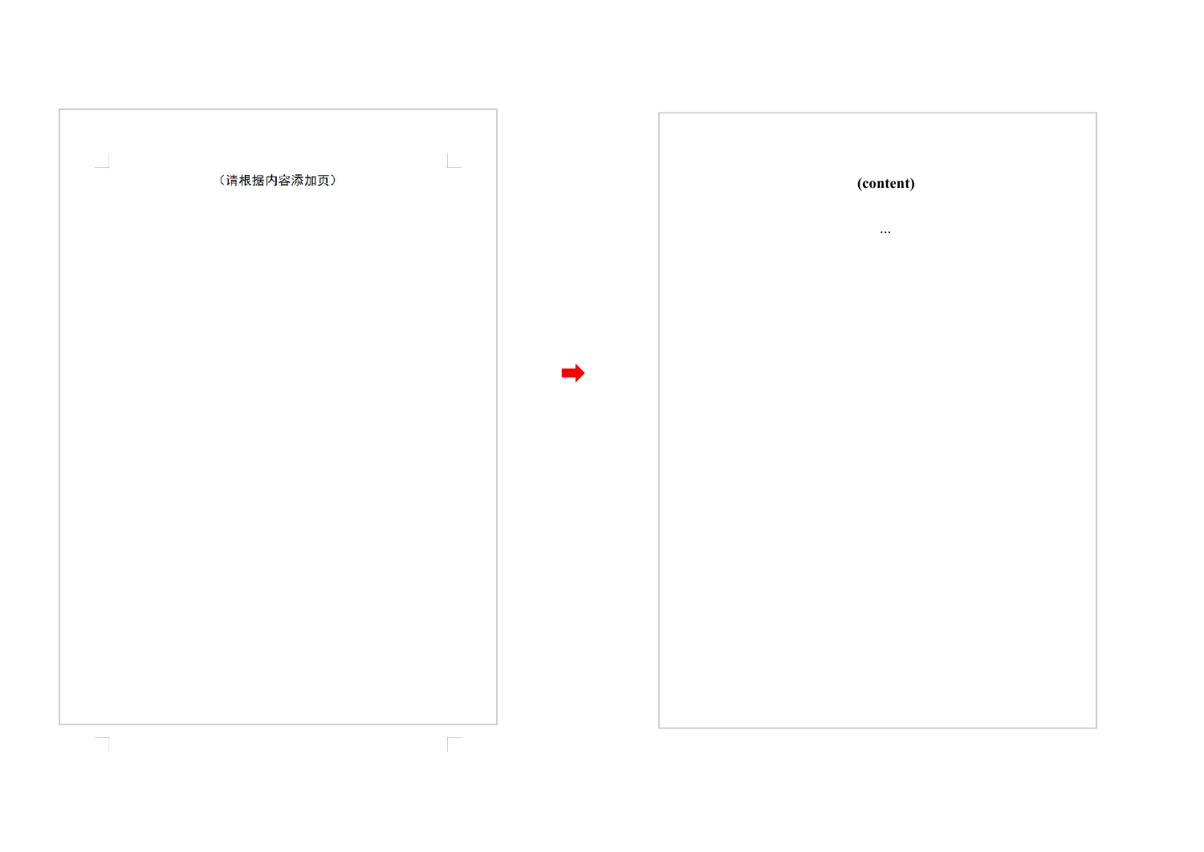（请根据内容添加页）

**(content)**

...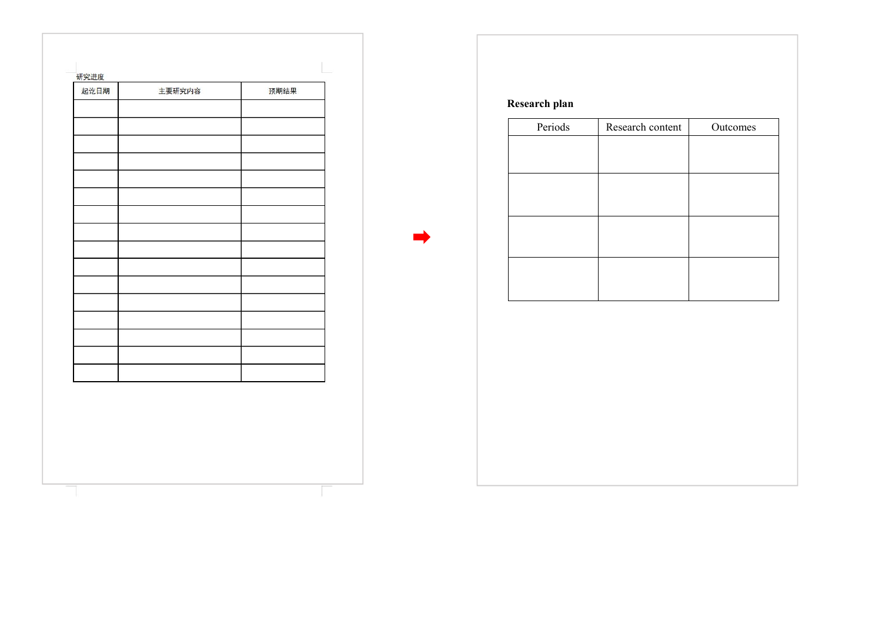研究进度

| 起讫日期 | 主要研究内容 | 预期结果 |
| --- | --- | --- |
| | | |
| | | |
| | | |
| | | |
| | | |
| | | |
| | | |
| | | |
| | | |
| | | |
| | | |
| | | |
| | | |
| | | |
| | | |
| | | |

**Research plan**

| Periods | Research content | Outcomes |
| --- | --- | --- |
| | | |
| | | |
| | | |
| | | |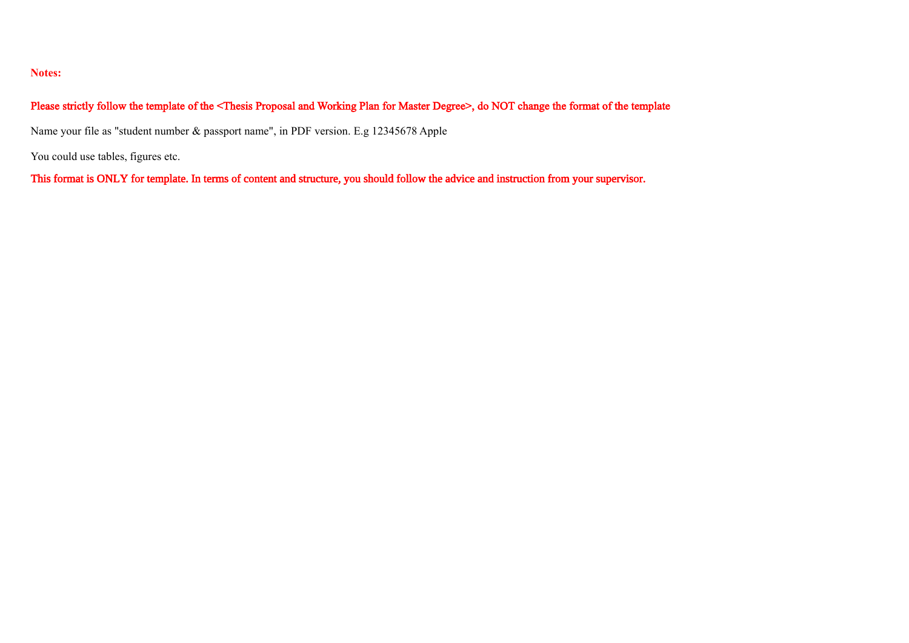**Notes:**

**Please strictly follow the template of the <Thesis Proposal and Working Plan for Master Degree>, do NOT change the format of the template**

Name your file as "student number & passport name", in PDF version. E.g 12345678 Apple

You could use tables, figures etc.

**This format is ONLY for template. In terms of content and structure, you should follow the advice and instruction from your supervisor.**